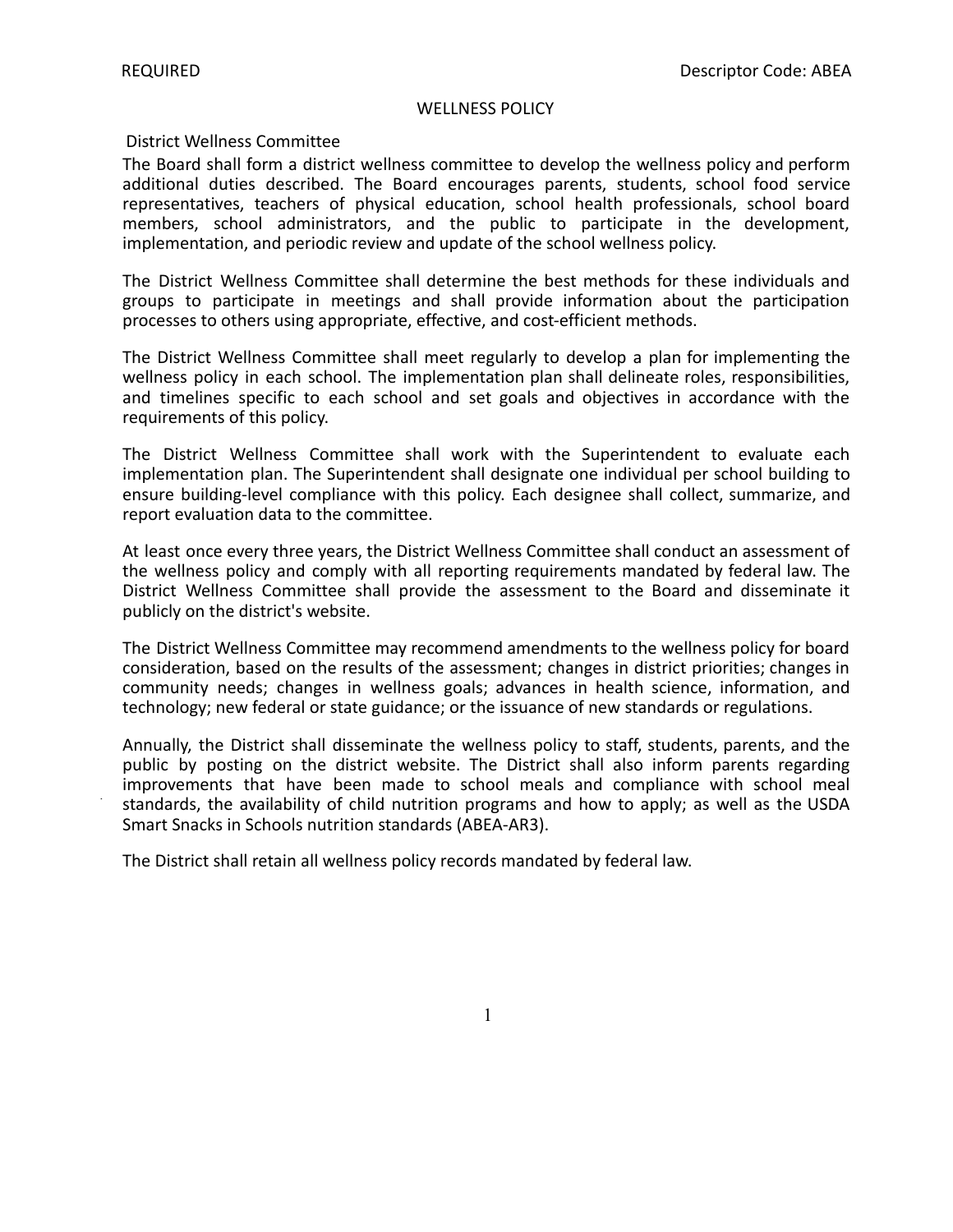REQUIRED Descriptor Code: ABEA

# WELLNESS POLICY

## District Wellness Committee

The Board shall form a district wellness committee to develop the wellness policy and perform additional duties described. The Board encourages parents, students, school food service representatives, teachers of physical education, school health professionals, school board members, school administrators, and the public to participate in the development, implementation, and periodic review and update of the school wellness policy.

The District Wellness Committee shall determine the best methods for these individuals and groups to participate in meetings and shall provide information about the participation processes to others using appropriate, effective, and cost-efficient methods.

The District Wellness Committee shall meet regularly to develop a plan for implementing the wellness policy in each school. The implementation plan shall delineate roles, responsibilities, and timelines specific to each school and set goals and objectives in accordance with the requirements of this policy.

The District Wellness Committee shall work with the Superintendent to evaluate each implementation plan. The Superintendent shall designate one individual per school building to ensure building-level compliance with this policy. Each designee shall collect, summarize, and report evaluation data to the committee.

At least once every three years, the District Wellness Committee shall conduct an assessment of the wellness policy and comply with all reporting requirements mandated by federal law. The District Wellness Committee shall provide the assessment to the Board and disseminate it publicly on the district's website.

The District Wellness Committee may recommend amendments to the wellness policy for board consideration, based on the results of the assessment; changes in district priorities; changes in community needs; changes in wellness goals; advances in health science, information, and technology; new federal or state guidance; or the issuance of new standards or regulations.

Annually, the District shall disseminate the wellness policy to staff, students, parents, and the public by posting on the district website. The District shall also inform parents regarding improvements that have been made to school meals and compliance with school meal standards, the availability of child nutrition programs and how to apply; as well as the USDA Smart Snacks in Schools nutrition standards (ABEA-AR3).

The District shall retain all wellness policy records mandated by federal law.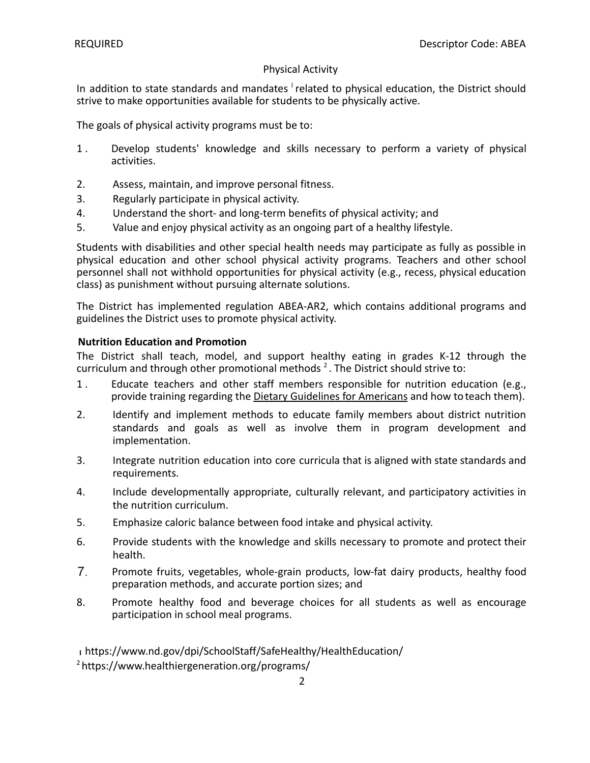## Physical Activity

In addition to state standards and mandates [1] related to physical education, the District should strive to make opportunities available for students to be physically active.

The goals of physical activity programs must be to:

1. Develop students' knowledge and skills necessary to perform a variety of physical activities.
2. Assess, maintain, and improve personal fitness.
3. Regularly participate in physical activity.
4. Understand the short- and long-term benefits of physical activity; and
5. Value and enjoy physical activity as an ongoing part of a healthy lifestyle.

Students with disabilities and other special health needs may participate as fully as possible in physical education and other school physical activity programs. Teachers and other school personnel shall not withhold opportunities for physical activity (e.g., recess, physical education class) as punishment without pursuing alternate solutions.

The District has implemented regulation ABEA-AR2, which contains additional programs and guidelines the District uses to promote physical activity.

**Nutrition Education and Promotion**

The District shall teach, model, and support healthy eating in grades K-12 through the curriculum and through other promotional methods [2]. The District should strive to:

1. Educate teachers and other staff members responsible for nutrition education (e.g., provide training regarding the Dietary Guidelines for Americans and how to teach them).
2. Identify and implement methods to educate family members about district nutrition standards and goals as well as involve them in program development and implementation.
3. Integrate nutrition education into core curricula that is aligned with state standards and requirements.
4. Include developmentally appropriate, culturally relevant, and participatory activities in the nutrition curriculum.
5. Emphasize caloric balance between food intake and physical activity.
6. Provide students with the knowledge and skills necessary to promote and protect their health.
7. Promote fruits, vegetables, whole-grain products, low-fat dairy products, healthy food preparation methods, and accurate portion sizes; and
8. Promote healthy food and beverage choices for all students as well as encourage participation in school meal programs.

[1] https://www.nd.gov/dpi/SchoolStaff/SafeHealthy/HealthEducation/

[2] https://www.healthiergeneration.org/programs/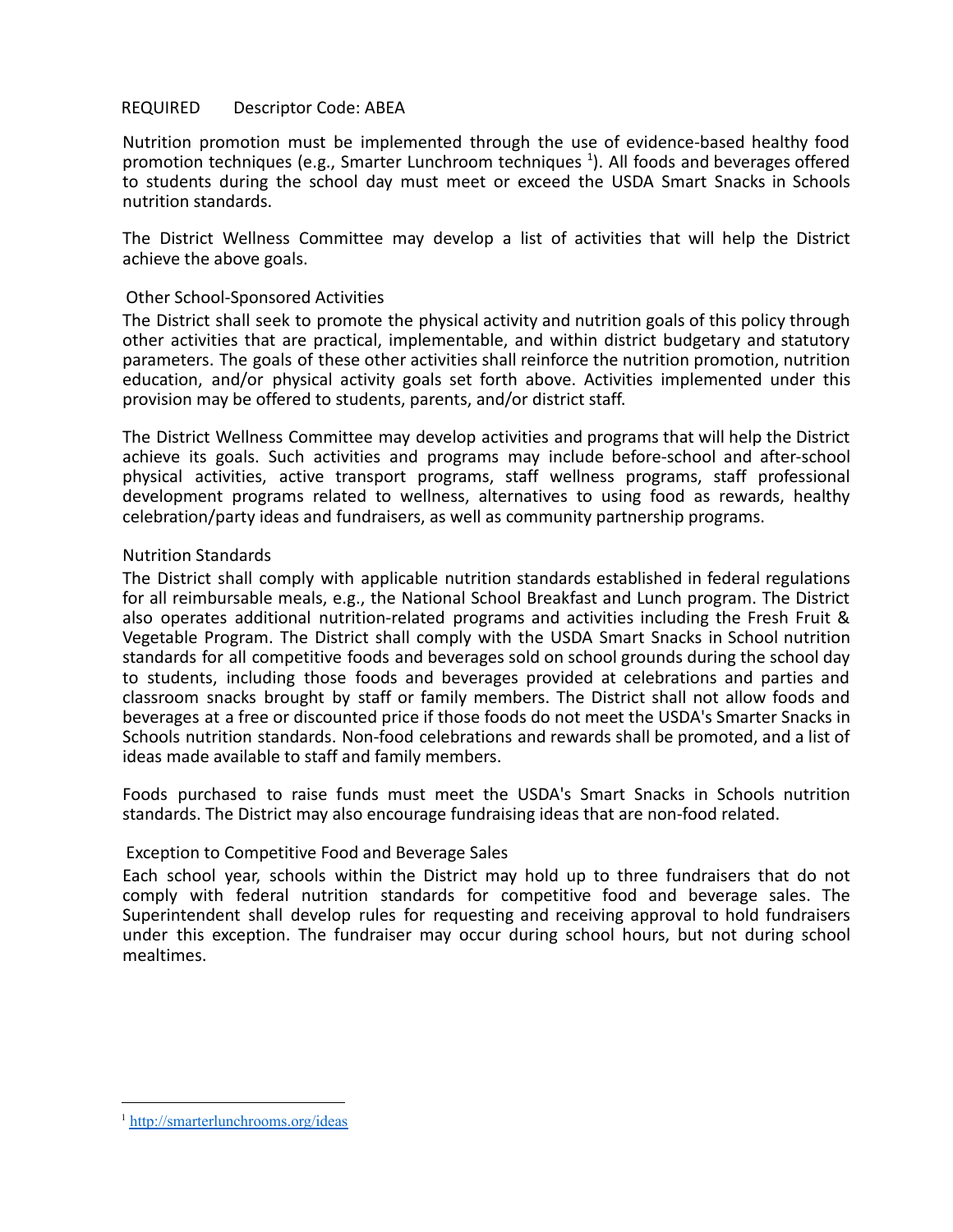REQUIRED Descriptor Code: ABEA

Nutrition promotion must be implemented through the use of evidence-based healthy food promotion techniques (e.g., Smarter Lunchroom techniques [1]). All foods and beverages offered to students during the school day must meet or exceed the USDA Smart Snacks in Schools nutrition standards.

The District Wellness Committee may develop a list of activities that will help the District achieve the above goals.

### Other School-Sponsored Activities

The District shall seek to promote the physical activity and nutrition goals of this policy through other activities that are practical, implementable, and within district budgetary and statutory parameters. The goals of these other activities shall reinforce the nutrition promotion, nutrition education, and/or physical activity goals set forth above. Activities implemented under this provision may be offered to students, parents, and/or district staff.

The District Wellness Committee may develop activities and programs that will help the District achieve its goals. Such activities and programs may include before-school and after-school physical activities, active transport programs, staff wellness programs, staff professional development programs related to wellness, alternatives to using food as rewards, healthy celebration/party ideas and fundraisers, as well as community partnership programs.

### Nutrition Standards

The District shall comply with applicable nutrition standards established in federal regulations for all reimbursable meals, e.g., the National School Breakfast and Lunch program. The District also operates additional nutrition-related programs and activities including the Fresh Fruit & Vegetable Program. The District shall comply with the USDA Smart Snacks in School nutrition standards for all competitive foods and beverages sold on school grounds during the school day to students, including those foods and beverages provided at celebrations and parties and classroom snacks brought by staff or family members. The District shall not allow foods and beverages at a free or discounted price if those foods do not meet the USDA's Smarter Snacks in Schools nutrition standards. Non-food celebrations and rewards shall be promoted, and a list of ideas made available to staff and family members.

Foods purchased to raise funds must meet the USDA's Smart Snacks in Schools nutrition standards. The District may also encourage fundraising ideas that are non-food related.

### Exception to Competitive Food and Beverage Sales

Each school year, schools within the District may hold up to three fundraisers that do not comply with federal nutrition standards for competitive food and beverage sales. The Superintendent shall develop rules for requesting and receiving approval to hold fundraisers under this exception. The fundraiser may occur during school hours, but not during school mealtimes.

---

[1] http://smarterlunchrooms.org/ideas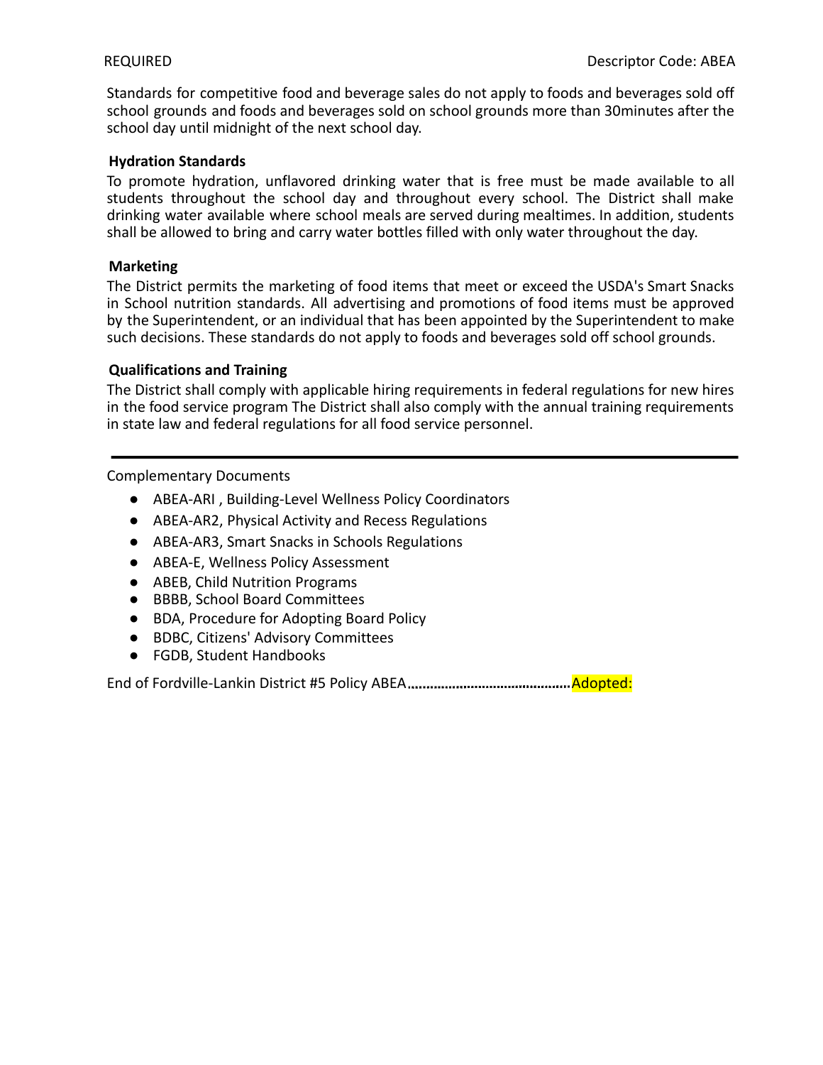Standards for competitive food and beverage sales do not apply to foods and beverages sold off school grounds and foods and beverages sold on school grounds more than 30minutes after the school day until midnight of the next school day.

**Hydration Standards**

To promote hydration, unflavored drinking water that is free must be made available to all students throughout the school day and throughout every school. The District shall make drinking water available where school meals are served during mealtimes. In addition, students shall be allowed to bring and carry water bottles filled with only water throughout the day.

**Marketing**

The District permits the marketing of food items that meet or exceed the USDA's Smart Snacks in School nutrition standards. All advertising and promotions of food items must be approved by the Superintendent, or an individual that has been appointed by the Superintendent to make such decisions. These standards do not apply to foods and beverages sold off school grounds.

**Qualifications and Training**

The District shall comply with applicable hiring requirements in federal regulations for new hires in the food service program The District shall also comply with the annual training requirements in state law and federal regulations for all food service personnel.

---

Complementary Documents

- ABEA-ARI , Building-Level Wellness Policy Coordinators
- ABEA-AR2, Physical Activity and Recess Regulations
- ABEA-AR3, Smart Snacks in Schools Regulations
- ABEA-E, Wellness Policy Assessment
- ABEB, Child Nutrition Programs
- BBBB, School Board Committees
- BDA, Procedure for Adopting Board Policy
- BDBC, Citizens' Advisory Committees
- FGDB, Student Handbooks

End of Fordville-Lankin District #5 Policy ABEA……………………………………Adopted: